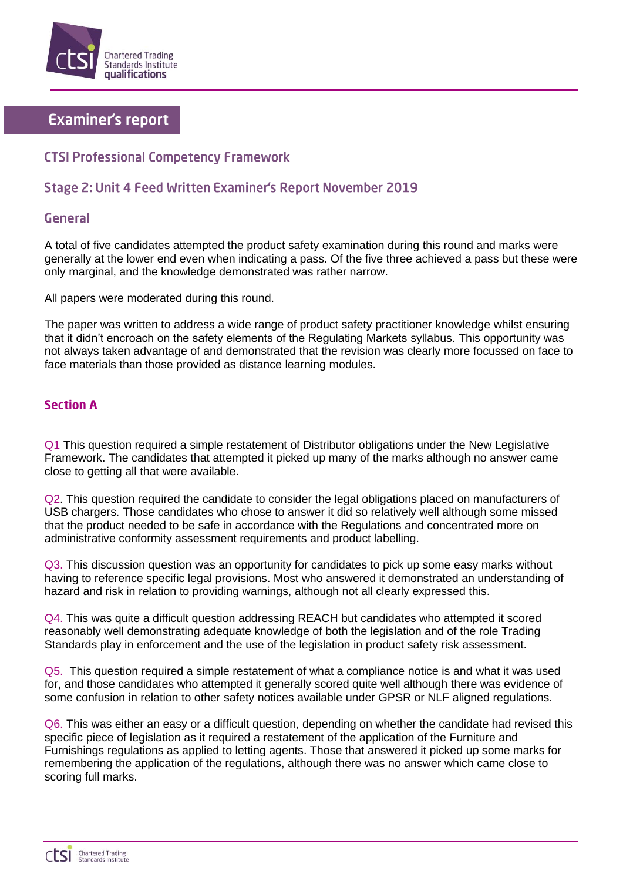# Examiner's report

## CTSI Professional Competency Framework

## Stage 2: Unit 4 Feed Written Examiner's Report November 2019

### General

A total of five candidates attempted the product safety examination during this round and marks were generally at the lower end even when indicating a pass. Of the five three achieved a pass but these were only marginal, and the knowledge demonstrated was rather narrow.

All papers were moderated during this round.

The paper was written to address a wide range of product safety practitioner knowledge whilst ensuring that it didn't encroach on the safety elements of the Regulating Markets syllabus. This opportunity was not always taken advantage of and demonstrated that the revision was clearly more focussed on face to face materials than those provided as distance learning modules.

### Section A

Q1 This question required a simple restatement of Distributor obligations under the New Legislative Framework. The candidates that attempted it picked up many of the marks although no answer came close to getting all that were available.

Q2. This question required the candidate to consider the legal obligations placed on manufacturers of USB chargers. Those candidates who chose to answer it did so relatively well although some missed that the product needed to be safe in accordance with the Regulations and concentrated more on administrative conformity assessment requirements and product labelling.

Q3. This discussion question was an opportunity for candidates to pick up some easy marks without having to reference specific legal provisions. Most who answered it demonstrated an understanding of hazard and risk in relation to providing warnings, although not all clearly expressed this.

Q4. This was quite a difficult question addressing REACH but candidates who attempted it scored reasonably well demonstrating adequate knowledge of both the legislation and of the role Trading Standards play in enforcement and the use of the legislation in product safety risk assessment.

Q5. This question required a simple restatement of what a compliance notice is and what it was used for, and those candidates who attempted it generally scored quite well although there was evidence of some confusion in relation to other safety notices available under GPSR or NLF aligned regulations.

Q6. This was either an easy or a difficult question, depending on whether the candidate had revised this specific piece of legislation as it required a restatement of the application of the Furniture and Furnishings regulations as applied to letting agents. Those that answered it picked up some marks for remembering the application of the regulations, although there was no answer which came close to scoring full marks.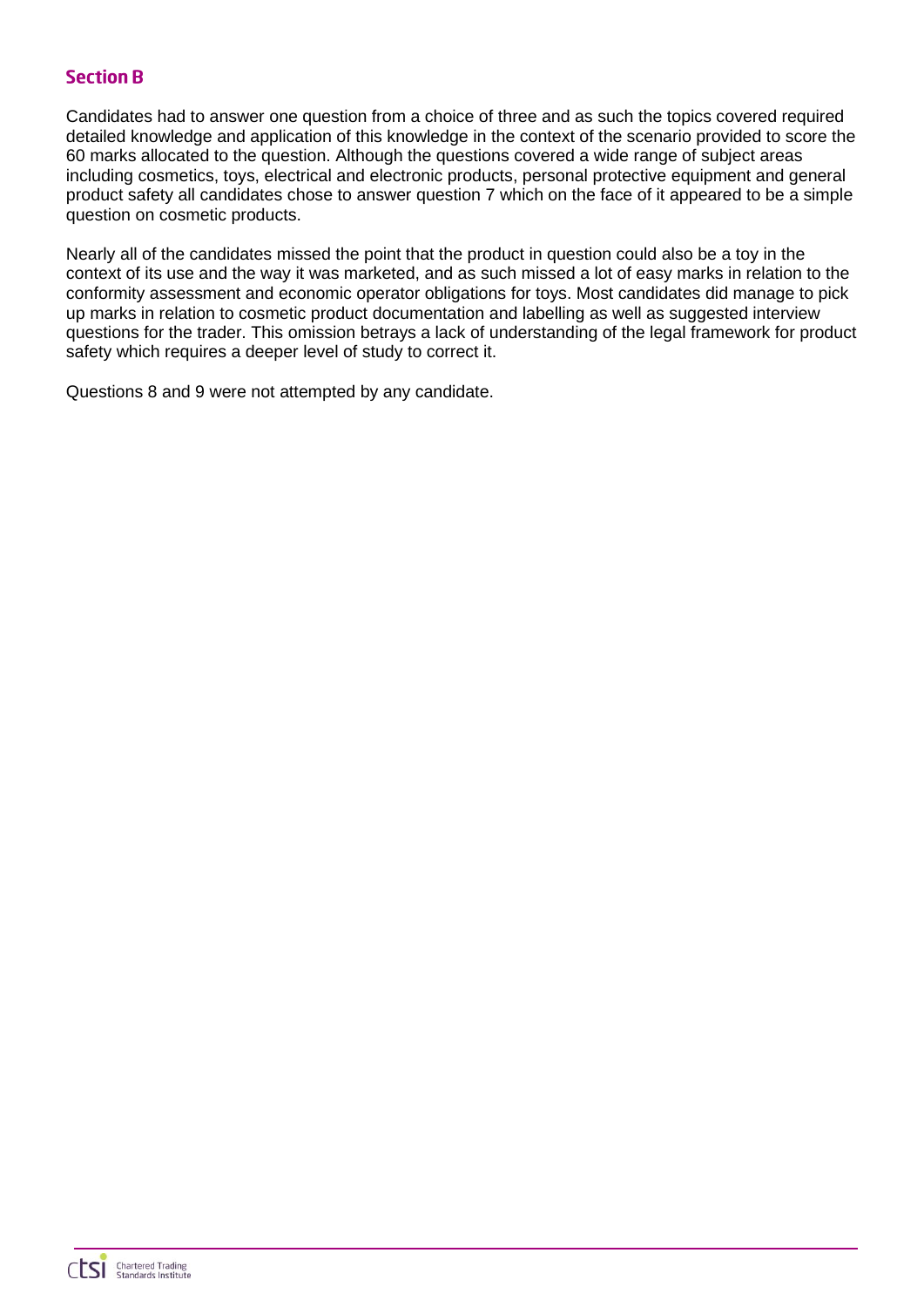## Section B

Candidates had to answer one question from a choice of three and as such the topics covered required detailed knowledge and application of this knowledge in the context of the scenario provided to score the 60 marks allocated to the question. Although the questions covered a wide range of subject areas including cosmetics, toys, electrical and electronic products, personal protective equipment and general product safety all candidates chose to answer question 7 which on the face of it appeared to be a simple question on cosmetic products.

Nearly all of the candidates missed the point that the product in question could also be a toy in the context of its use and the way it was marketed, and as such missed a lot of easy marks in relation to the conformity assessment and economic operator obligations for toys. Most candidates did manage to pick up marks in relation to cosmetic product documentation and labelling as well as suggested interview questions for the trader. This omission betrays a lack of understanding of the legal framework for product safety which requires a deeper level of study to correct it.

Questions 8 and 9 were not attempted by any candidate.